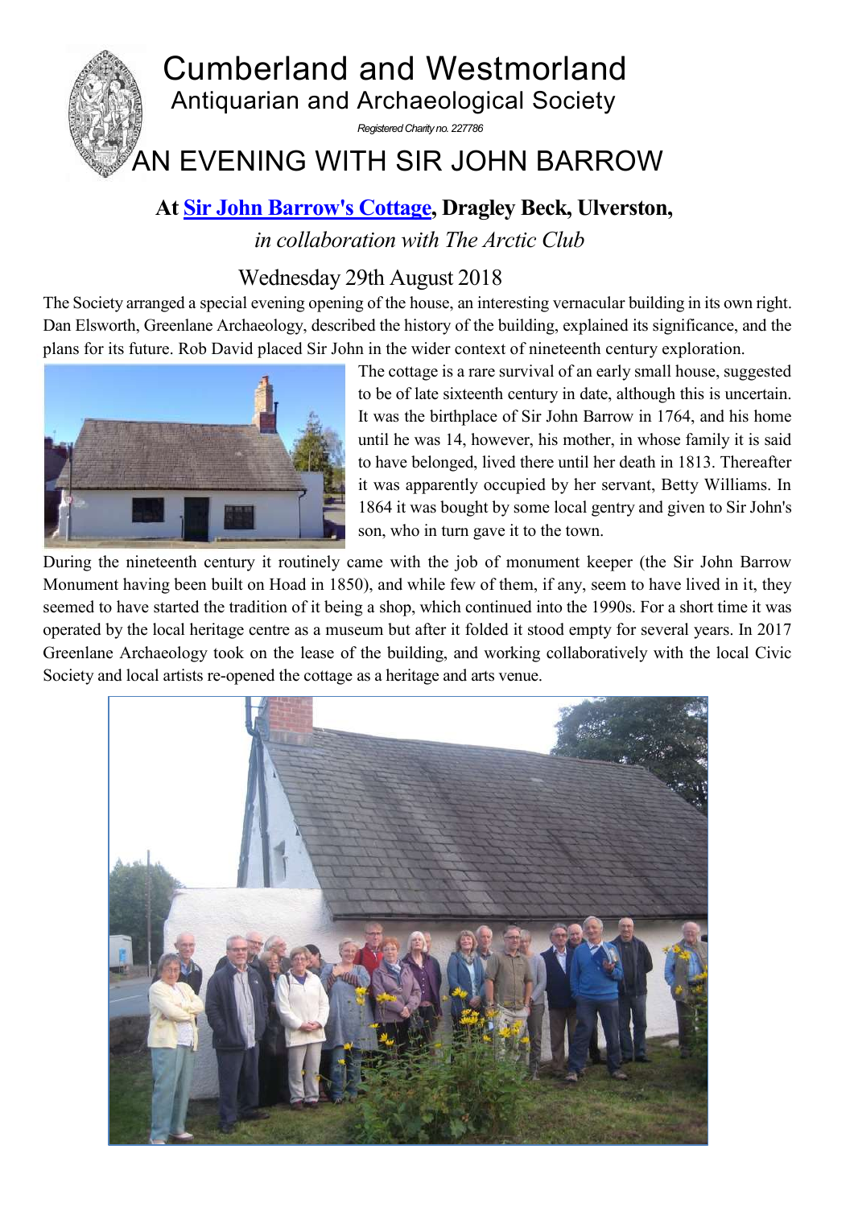# Cumberland and Westmorland

## Antiquarian and Archaeological Society

*Registered Charity no. 227786*

# AN EVENING WITH SIR JOHN BARROW

### At [Sir John Barrow's Cottage](), Dragley Beck, Ulverston,

*in collaboration with The Arctic Club*

Wednesday 29th August 2018

The Society arranged a special evening opening of the house, an interesting vernacular building in its own right. Dan Elsworth, Greenlane Archaeology, described the history of the building, explained its significance, and the plans for its future. Rob David placed Sir John in the wider context of nineteenth century exploration.

The cottage is a rare survival of an early small house, suggested to be of late sixteenth century in date, although this is uncertain. It was the birthplace of Sir John Barrow in 1764, and his home until he was 14, however, his mother, in whose family it is said to have belonged, lived there until her death in 1813. Thereafter it was apparently occupied by her servant, Betty Williams. In 1864 it was bought by some local gentry and given to Sir John's son, who in turn gave it to the town.

During the nineteenth century it routinely came with the job of monument keeper (the Sir John Barrow Monument having been built on Hoad in 1850), and while few of them, if any, seem to have lived in it, they seemed to have started the tradition of it being a shop, which continued into the 1990s. For a short time it was operated by the local heritage centre as a museum but after it folded it stood empty for several years. In 2017 Greenlane Archaeology took on the lease of the building, and working collaboratively with the local Civic Society and local artists re-opened the cottage as a heritage and arts venue.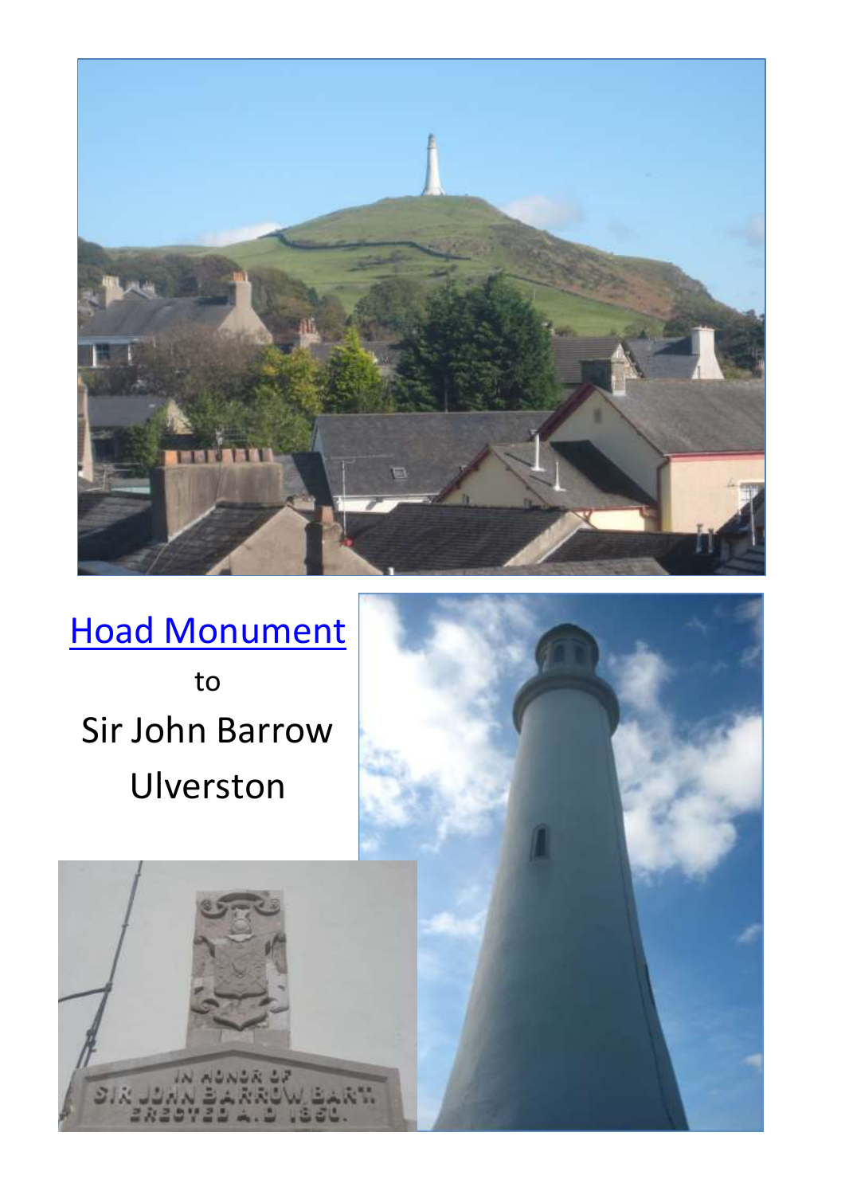[Hoad Monument]

to

Sir John Barrow

Ulverston